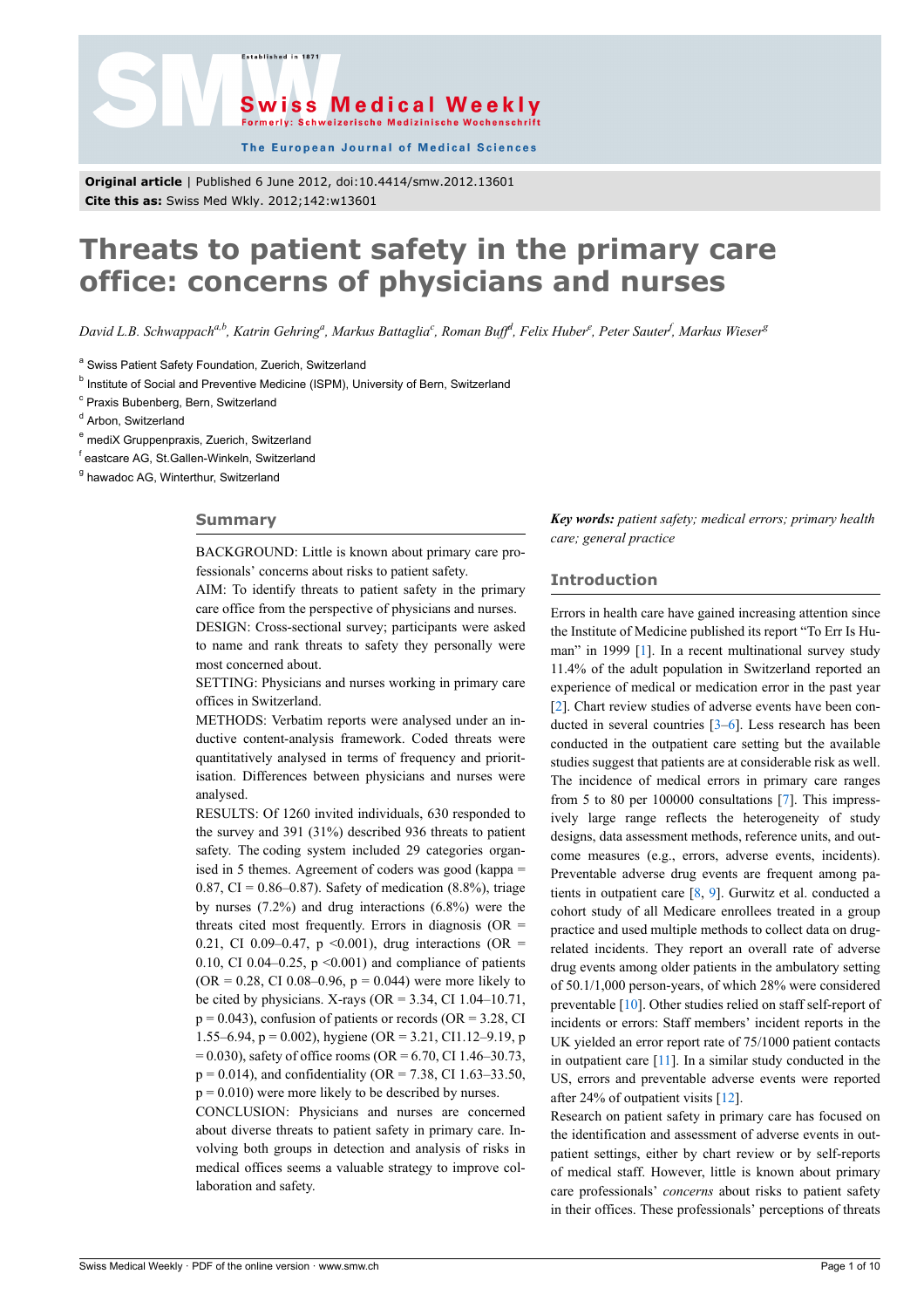**Original article** | Published 6 June 2012, doi:10.4414/smw.2012.13601
**Cite this as:** Swiss Med Wkly. 2012;142:w13601

# Threats to patient safety in the primary care office: concerns of physicians and nurses

*David L.B. Schwappach[a,b], Katrin Gehring[a], Markus Battaglia[c], Roman Buff[d], Felix Huber[e], Peter Sauter[f], Markus Wieser[g]*

[a] Swiss Patient Safety Foundation, Zuerich, Switzerland
[b] Institute of Social and Preventive Medicine (ISPM), University of Bern, Switzerland
[c] Praxis Bubenberg, Bern, Switzerland
[d] Arbon, Switzerland
[e] mediX Gruppenpraxis, Zuerich, Switzerland
[f] eastcare AG, St.Gallen-Winkeln, Switzerland
[g] hawadoc AG, Winterthur, Switzerland

## Summary

BACKGROUND: Little is known about primary care professionals' concerns about risks to patient safety.

AIM: To identify threats to patient safety in the primary care office from the perspective of physicians and nurses.

DESIGN: Cross-sectional survey; participants were asked to name and rank threats to safety they personally were most concerned about.

SETTING: Physicians and nurses working in primary care offices in Switzerland.

METHODS: Verbatim reports were analysed under an inductive content-analysis framework. Coded threats were quantitatively analysed in terms of frequency and prioritisation. Differences between physicians and nurses were analysed.

RESULTS: Of 1260 invited individuals, 630 responded to the survey and 391 (31%) described 936 threats to patient safety. The coding system included 29 categories organised in 5 themes. Agreement of coders was good (kappa = 0.87, CI = 0.86–0.87). Safety of medication (8.8%), triage by nurses (7.2%) and drug interactions (6.8%) were the threats cited most frequently. Errors in diagnosis (OR = 0.21, CI 0.09–0.47, p <0.001), drug interactions (OR = 0.10, CI 0.04–0.25, p <0.001) and compliance of patients (OR = 0.28, CI 0.08–0.96, p = 0.044) were more likely to be cited by physicians. X-rays (OR = 3.34, CI 1.04–10.71, p = 0.043), confusion of patients or records (OR = 3.28, CI 1.55–6.94, p = 0.002), hygiene (OR = 3.21, CI1.12–9.19, p = 0.030), safety of office rooms (OR = 6.70, CI 1.46–30.73, p = 0.014), and confidentiality (OR = 7.38, CI 1.63–33.50, p = 0.010) were more likely to be described by nurses.

CONCLUSION: Physicians and nurses are concerned about diverse threats to patient safety in primary care. Involving both groups in detection and analysis of risks in medical offices seems a valuable strategy to improve collaboration and safety.

***Key words:*** *patient safety; medical errors; primary health care; general practice*

## Introduction

Errors in health care have gained increasing attention since the Institute of Medicine published its report "To Err Is Human" in 1999 [1]. In a recent multinational survey study 11.4% of the adult population in Switzerland reported an experience of medical or medication error in the past year [2]. Chart review studies of adverse events have been conducted in several countries [3–6]. Less research has been conducted in the outpatient care setting but the available studies suggest that patients are at considerable risk as well. The incidence of medical errors in primary care ranges from 5 to 80 per 100000 consultations [7]. This impressively large range reflects the heterogeneity of study designs, data assessment methods, reference units, and outcome measures (e.g., errors, adverse events, incidents). Preventable adverse drug events are frequent among patients in outpatient care [8, 9]. Gurwitz et al. conducted a cohort study of all Medicare enrollees treated in a group practice and used multiple methods to collect data on drug-related incidents. They report an overall rate of adverse drug events among older patients in the ambulatory setting of 50.1/1,000 person-years, of which 28% were considered preventable [10]. Other studies relied on staff self-report of incidents or errors: Staff members' incident reports in the UK yielded an error report rate of 75/1000 patient contacts in outpatient care [11]. In a similar study conducted in the US, errors and preventable adverse events were reported after 24% of outpatient visits [12].

Research on patient safety in primary care has focused on the identification and assessment of adverse events in outpatient settings, either by chart review or by self-reports of medical staff. However, little is known about primary care professionals' *concerns* about risks to patient safety in their offices. These professionals' perceptions of threats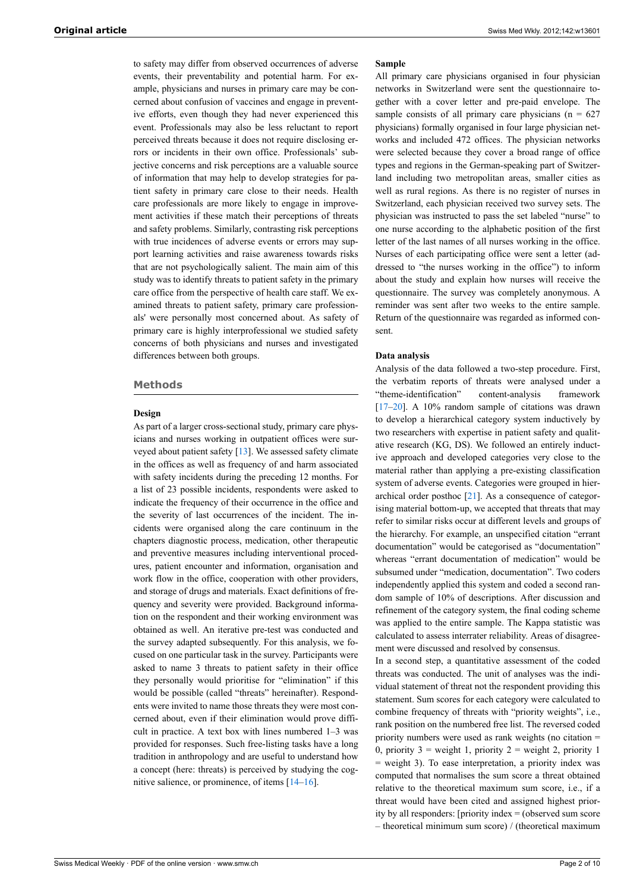to safety may differ from observed occurrences of adverse events, their preventability and potential harm. For example, physicians and nurses in primary care may be concerned about confusion of vaccines and engage in preventive efforts, even though they had never experienced this event. Professionals may also be less reluctant to report perceived threats because it does not require disclosing errors or incidents in their own office. Professionals' subjective concerns and risk perceptions are a valuable source of information that may help to develop strategies for patient safety in primary care close to their needs. Health care professionals are more likely to engage in improvement activities if these match their perceptions of threats and safety problems. Similarly, contrasting risk perceptions with true incidences of adverse events or errors may support learning activities and raise awareness towards risks that are not psychologically salient. The main aim of this study was to identify threats to patient safety in the primary care office from the perspective of health care staff. We examined threats to patient safety, primary care professionals' were personally most concerned about. As safety of primary care is highly interprofessional we studied safety concerns of both physicians and nurses and investigated differences between both groups.

## Methods

### Design

As part of a larger cross-sectional study, primary care physicians and nurses working in outpatient offices were surveyed about patient safety [13]. We assessed safety climate in the offices as well as frequency of and harm associated with safety incidents during the preceding 12 months. For a list of 23 possible incidents, respondents were asked to indicate the frequency of their occurrence in the office and the severity of last occurrences of the incident. The incidents were organised along the care continuum in the chapters diagnostic process, medication, other therapeutic and preventive measures including interventional procedures, patient encounter and information, organisation and work flow in the office, cooperation with other providers, and storage of drugs and materials. Exact definitions of frequency and severity were provided. Background information on the respondent and their working environment was obtained as well. An iterative pre-test was conducted and the survey adapted subsequently. For this analysis, we focused on one particular task in the survey. Participants were asked to name 3 threats to patient safety in their office they personally would prioritise for "elimination" if this would be possible (called "threats" hereinafter). Respondents were invited to name those threats they were most concerned about, even if their elimination would prove difficult in practice. A text box with lines numbered 1–3 was provided for responses. Such free-listing tasks have a long tradition in anthropology and are useful to understand how a concept (here: threats) is perceived by studying the cognitive salience, or prominence, of items [14–16].

### Sample

All primary care physicians organised in four physician networks in Switzerland were sent the questionnaire together with a cover letter and pre-paid envelope. The sample consists of all primary care physicians (n = 627 physicians) formally organised in four large physician networks and included 472 offices. The physician networks were selected because they cover a broad range of office types and regions in the German-speaking part of Switzerland including two metropolitan areas, smaller cities as well as rural regions. As there is no register of nurses in Switzerland, each physician received two survey sets. The physician was instructed to pass the set labeled "nurse" to one nurse according to the alphabetic position of the first letter of the last names of all nurses working in the office. Nurses of each participating office were sent a letter (addressed to "the nurses working in the office") to inform about the study and explain how nurses will receive the questionnaire. The survey was completely anonymous. A reminder was sent after two weeks to the entire sample. Return of the questionnaire was regarded as informed consent.

### Data analysis

Analysis of the data followed a two-step procedure. First, the verbatim reports of threats were analysed under a "theme-identification" content-analysis framework [17–20]. A 10% random sample of citations was drawn to develop a hierarchical category system inductively by two researchers with expertise in patient safety and qualitative research (KG, DS). We followed an entirely inductive approach and developed categories very close to the material rather than applying a pre-existing classification system of adverse events. Categories were grouped in hierarchical order posthoc [21]. As a consequence of categorising material bottom-up, we accepted that threats that may refer to similar risks occur at different levels and groups of the hierarchy. For example, an unspecified citation "errant documentation" would be categorised as "documentation" whereas "errant documentation of medication" would be subsumed under "medication, documentation". Two coders independently applied this system and coded a second random sample of 10% of descriptions. After discussion and refinement of the category system, the final coding scheme was applied to the entire sample. The Kappa statistic was calculated to assess interrater reliability. Areas of disagreement were discussed and resolved by consensus.

In a second step, a quantitative assessment of the coded threats was conducted. The unit of analyses was the individual statement of threat not the respondent providing this statement. Sum scores for each category were calculated to combine frequency of threats with "priority weights", i.e., rank position on the numbered free list. The reversed coded priority numbers were used as rank weights (no citation = 0, priority 3 = weight 1, priority 2 = weight 2, priority 1 = weight 3). To ease interpretation, a priority index was computed that normalises the sum score a threat obtained relative to the theoretical maximum sum score, i.e., if a threat would have been cited and assigned highest priority by all responders: [priority index = (observed sum score – theoretical minimum sum score) / (theoretical maximum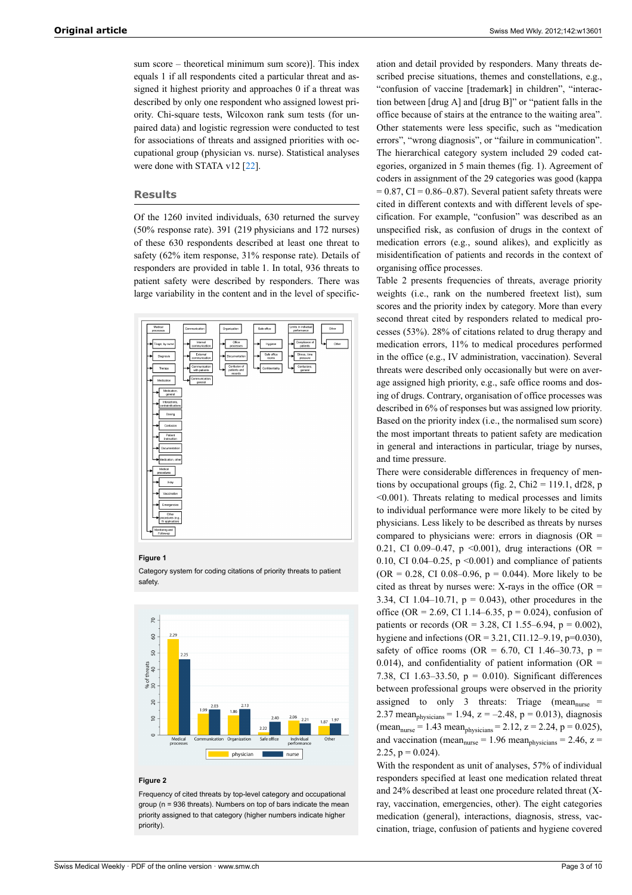sum score – theoretical minimum sum score)]. This index equals 1 if all respondents cited a particular threat and assigned it highest priority and approaches 0 if a threat was described by only one respondent who assigned lowest priority. Chi-square tests, Wilcoxon rank sum tests (for unpaired data) and logistic regression were conducted to test for associations of threats and assigned priorities with occupational group (physician vs. nurse). Statistical analyses were done with STATA v12 [22].

## Results

Of the 1260 invited individuals, 630 returned the survey (50% response rate). 391 (219 physicians and 172 nurses) of these 630 respondents described at least one threat to safety (62% item response, 31% response rate). Details of responders are provided in table 1. In total, 936 threats to patient safety were described by responders. There was large variability in the content and in the level of specification and detail provided by responders. Many threats described precise situations, themes and constellations, e.g., "confusion of vaccine [trademark] in children", "interaction between [drug A] and [drug B]" or "patient falls in the office because of stairs at the entrance to the waiting area". Other statements were less specific, such as "medication errors", "wrong diagnosis", or "failure in communication". The hierarchical category system included 29 coded categories, organized in 5 main themes (fig. 1). Agreement of coders in assignment of the 29 categories was good (kappa = 0.87, CI = 0.86–0.87). Several patient safety threats were cited in different contexts and with different levels of specification. For example, "confusion" was described as an unspecified risk, as confusion of drugs in the context of medication errors (e.g., sound alikes), and explicitly as misidentification of patients and records in the context of organising office processes.

**Figure 1**

Category system for coding citations of priority threats to patient safety.

**Figure 2**

Frequency of cited threats by top-level category and occupational group (n = 936 threats). Numbers on top of bars indicate the mean priority assigned to that category (higher numbers indicate higher priority).

Table 2 presents frequencies of threats, average priority weights (i.e., rank on the numbered freetext list), sum scores and the priority index by category. More than every second threat cited by responders related to medical processes (53%). 28% of citations related to drug therapy and medication errors, 11% to medical procedures performed in the office (e.g., IV administration, vaccination). Several threats were described only occasionally but were on average assigned high priority, e.g., safe office rooms and dosing of drugs. Contrary, organisation of office processes was described in 6% of responses but was assigned low priority. Based on the priority index (i.e., the normalised sum score) the most important threats to patient safety are medication in general and interactions in particular, triage by nurses, and time pressure.

There were considerable differences in frequency of mentions by occupational groups (fig. 2, Chi2 = 119.1, df28, p <0.001). Threats relating to medical processes and limits to individual performance were more likely to be cited by physicians. Less likely to be described as threats by nurses compared to physicians were: errors in diagnosis (OR = 0.21, CI 0.09–0.47, p <0.001), drug interactions (OR = 0.10, CI 0.04–0.25, p <0.001) and compliance of patients (OR = 0.28, CI 0.08–0.96, p = 0.044). More likely to be cited as threat by nurses were: X-rays in the office (OR = 3.34, CI 1.04–10.71, p = 0.043), other procedures in the office (OR = 2.69, CI 1.14–6.35, p = 0.024), confusion of patients or records (OR = 3.28, CI 1.55–6.94, p = 0.002), hygiene and infections (OR = 3.21, CI1.12–9.19, p=0.030), safety of office rooms (OR = 6.70, CI 1.46–30.73, p = 0.014), and confidentiality of patient information (OR = 7.38, CI 1.63–33.50, p = 0.010). Significant differences between professional groups were observed in the priority assigned to only 3 threats: Triage ($mean_{nurse}$ = 2.37 $mean_{physicians}$ = 1.94, z = –2.48, p = 0.013), diagnosis ($mean_{nurse}$ = 1.43 $mean_{physicians}$ = 2.12, z = 2.24, p = 0.025), and vaccination ($mean_{nurse}$ = 1.96 $mean_{physicians}$ = 2.46, z = 2.25, p = 0.024).

With the respondent as unit of analyses, 57% of individual responders specified at least one medication related threat and 24% described at least one procedure related threat (X-ray, vaccination, emergencies, other). The eight categories medication (general), interactions, diagnosis, stress, vaccination, triage, confusion of patients and hygiene covered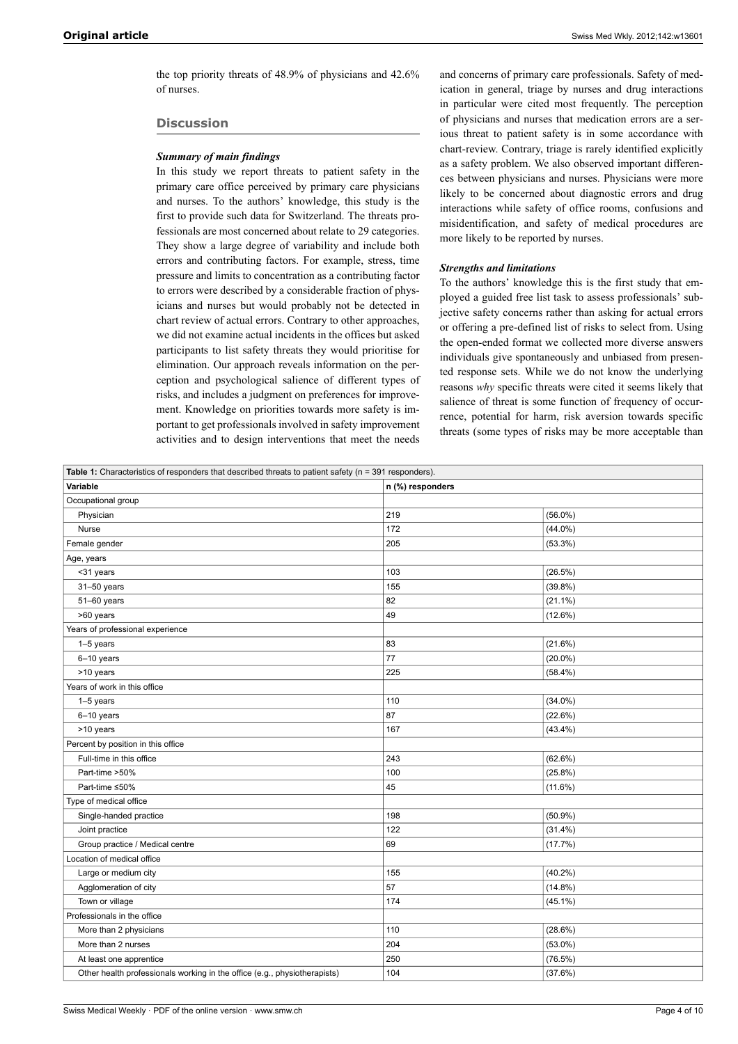the top priority threats of 48.9% of physicians and 42.6% of nurses.

## Discussion

### *Summary of main findings*

In this study we report threats to patient safety in the primary care office perceived by primary care physicians and nurses. To the authors' knowledge, this study is the first to provide such data for Switzerland. The threats professionals are most concerned about relate to 29 categories. They show a large degree of variability and include both errors and contributing factors. For example, stress, time pressure and limits to concentration as a contributing factor to errors were described by a considerable fraction of physicians and nurses but would probably not be detected in chart review of actual errors. Contrary to other approaches, we did not examine actual incidents in the offices but asked participants to list safety threats they would prioritise for elimination. Our approach reveals information on the perception and psychological salience of different types of risks, and includes a judgment on preferences for improvement. Knowledge on priorities towards more safety is important to get professionals involved in safety improvement activities and to design interventions that meet the needs and concerns of primary care professionals. Safety of medication in general, triage by nurses and drug interactions in particular were cited most frequently. The perception of physicians and nurses that medication errors are a serious threat to patient safety is in some accordance with chart-review. Contrary, triage is rarely identified explicitly as a safety problem. We also observed important differences between physicians and nurses. Physicians were more likely to be concerned about diagnostic errors and drug interactions while safety of office rooms, confusions and misidentification, and safety of medical procedures are more likely to be reported by nurses.

### *Strengths and limitations*

To the authors' knowledge this is the first study that employed a guided free list task to assess professionals' subjective safety concerns rather than asking for actual errors or offering a pre-defined list of risks to select from. Using the open-ended format we collected more diverse answers individuals give spontaneously and unbiased from presented response sets. While we do not know the underlying reasons *why* specific threats were cited it seems likely that salience of threat is some function of frequency of occurrence, potential for harm, risk aversion towards specific threats (some types of risks may be more acceptable than

**Table 1:** Characteristics of responders that described threats to patient safety (n = 391 responders).

| Variable | n (%) responders | |
|---|---|---|
| Occupational group | | |
| Physician | 219 | (56.0%) |
| Nurse | 172 | (44.0%) |
| Female gender | 205 | (53.3%) |
| Age, years | | |
| <31 years | 103 | (26.5%) |
| 31–50 years | 155 | (39.8%) |
| 51–60 years | 82 | (21.1%) |
| >60 years | 49 | (12.6%) |
| Years of professional experience | | |
| 1–5 years | 83 | (21.6%) |
| 6–10 years | 77 | (20.0%) |
| >10 years | 225 | (58.4%) |
| Years of work in this office | | |
| 1–5 years | 110 | (34.0%) |
| 6–10 years | 87 | (22.6%) |
| >10 years | 167 | (43.4%) |
| Percent by position in this office | | |
| Full-time in this office | 243 | (62.6%) |
| Part-time >50% | 100 | (25.8%) |
| Part-time ≤50% | 45 | (11.6%) |
| Type of medical office | | |
| Single-handed practice | 198 | (50.9%) |
| Joint practice | 122 | (31.4%) |
| Group practice / Medical centre | 69 | (17.7%) |
| Location of medical office | | |
| Large or medium city | 155 | (40.2%) |
| Agglomeration of city | 57 | (14.8%) |
| Town or village | 174 | (45.1%) |
| Professionals in the office | | |
| More than 2 physicians | 110 | (28.6%) |
| More than 2 nurses | 204 | (53.0%) |
| At least one apprentice | 250 | (76.5%) |
| Other health professionals working in the office (e.g., physiotherapists) | 104 | (37.6%) |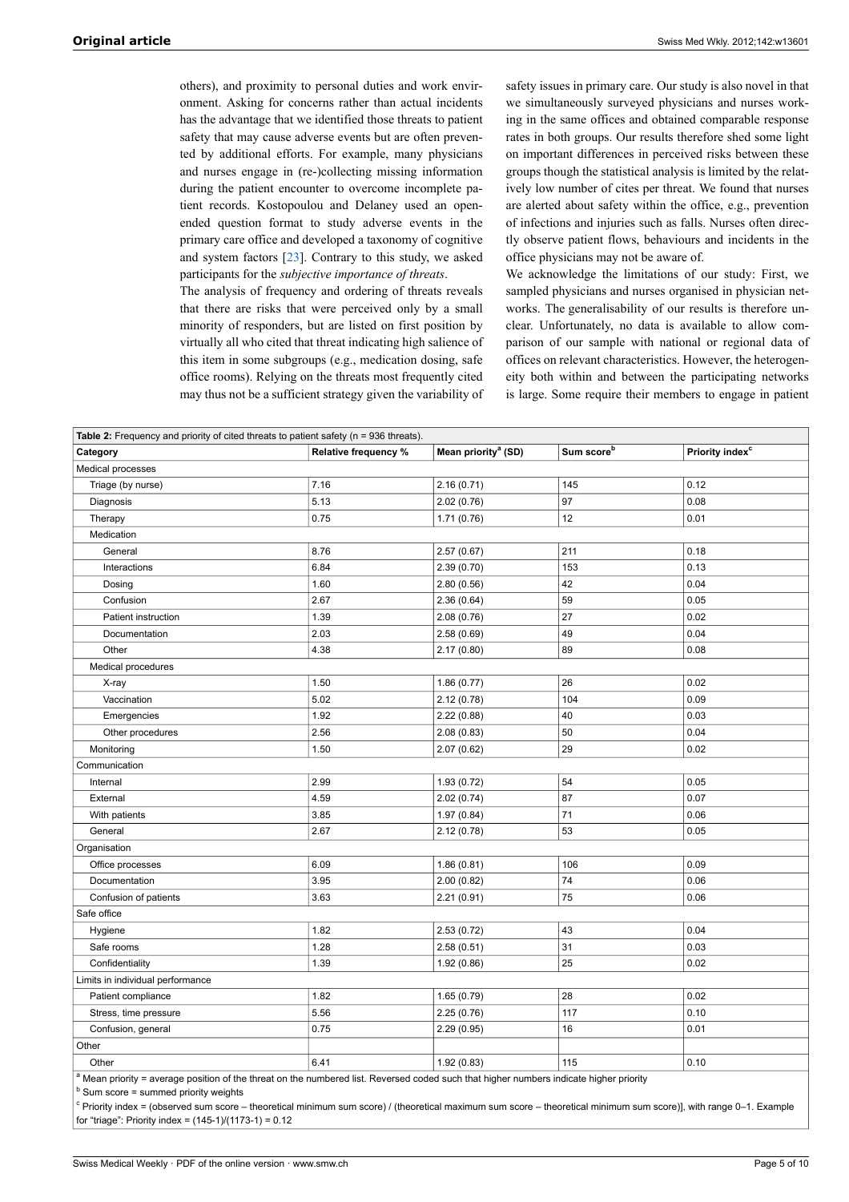others), and proximity to personal duties and work environment. Asking for concerns rather than actual incidents has the advantage that we identified those threats to patient safety that may cause adverse events but are often prevented by additional efforts. For example, many physicians and nurses engage in (re-)collecting missing information during the patient encounter to overcome incomplete patient records. Kostopoulou and Delaney used an open-ended question format to study adverse events in the primary care office and developed a taxonomy of cognitive and system factors [23]. Contrary to this study, we asked participants for the *subjective importance of threats*.

The analysis of frequency and ordering of threats reveals that there are risks that were perceived only by a small minority of responders, but are listed on first position by virtually all who cited that threat indicating high salience of this item in some subgroups (e.g., medication dosing, safe office rooms). Relying on the threats most frequently cited may thus not be a sufficient strategy given the variability of safety issues in primary care. Our study is also novel in that we simultaneously surveyed physicians and nurses working in the same offices and obtained comparable response rates in both groups. Our results therefore shed some light on important differences in perceived risks between these groups though the statistical analysis is limited by the relatively low number of cites per threat. We found that nurses are alerted about safety within the office, e.g., prevention of infections and injuries such as falls. Nurses often directly observe patient flows, behaviours and incidents in the office physicians may not be aware of.

We acknowledge the limitations of our study: First, we sampled physicians and nurses organised in physician networks. The generalisability of our results is therefore unclear. Unfortunately, no data is available to allow comparison of our sample with national or regional data of offices on relevant characteristics. However, the heterogeneity both within and between the participating networks is large. Some require their members to engage in patient

**Table 2:** Frequency and priority of cited threats to patient safety (n = 936 threats).

| Category | Relative frequency % | Mean priority[a] (SD) | Sum score[b] | Priority index[c] |
|---|---|---|---|---|
| Medical processes | | | | |
| Triage (by nurse) | 7.16 | 2.16 (0.71) | 145 | 0.12 |
| Diagnosis | 5.13 | 2.02 (0.76) | 97 | 0.08 |
| Therapy | 0.75 | 1.71 (0.76) | 12 | 0.01 |
| Medication | | | | |
| General | 8.76 | 2.57 (0.67) | 211 | 0.18 |
| Interactions | 6.84 | 2.39 (0.70) | 153 | 0.13 |
| Dosing | 1.60 | 2.80 (0.56) | 42 | 0.04 |
| Confusion | 2.67 | 2.36 (0.64) | 59 | 0.05 |
| Patient instruction | 1.39 | 2.08 (0.76) | 27 | 0.02 |
| Documentation | 2.03 | 2.58 (0.69) | 49 | 0.04 |
| Other | 4.38 | 2.17 (0.80) | 89 | 0.08 |
| Medical procedures | | | | |
| X-ray | 1.50 | 1.86 (0.77) | 26 | 0.02 |
| Vaccination | 5.02 | 2.12 (0.78) | 104 | 0.09 |
| Emergencies | 1.92 | 2.22 (0.88) | 40 | 0.03 |
| Other procedures | 2.56 | 2.08 (0.83) | 50 | 0.04 |
| Monitoring | 1.50 | 2.07 (0.62) | 29 | 0.02 |
| Communication | | | | |
| Internal | 2.99 | 1.93 (0.72) | 54 | 0.05 |
| External | 4.59 | 2.02 (0.74) | 87 | 0.07 |
| With patients | 3.85 | 1.97 (0.84) | 71 | 0.06 |
| General | 2.67 | 2.12 (0.78) | 53 | 0.05 |
| Organisation | | | | |
| Office processes | 6.09 | 1.86 (0.81) | 106 | 0.09 |
| Documentation | 3.95 | 2.00 (0.82) | 74 | 0.06 |
| Confusion of patients | 3.63 | 2.21 (0.91) | 75 | 0.06 |
| Safe office | | | | |
| Hygiene | 1.82 | 2.53 (0.72) | 43 | 0.04 |
| Safe rooms | 1.28 | 2.58 (0.51) | 31 | 0.03 |
| Confidentiality | 1.39 | 1.92 (0.86) | 25 | 0.02 |
| Limits in individual performance | | | | |
| Patient compliance | 1.82 | 1.65 (0.79) | 28 | 0.02 |
| Stress, time pressure | 5.56 | 2.25 (0.76) | 117 | 0.10 |
| Confusion, general | 0.75 | 2.29 (0.95) | 16 | 0.01 |
| Other | | | | |
| Other | 6.41 | 1.92 (0.83) | 115 | 0.10 |

[a] Mean priority = average position of the threat on the numbered list. Reversed coded such that higher numbers indicate higher priority

[b] Sum score = summed priority weights

[c] Priority index = (observed sum score – theoretical minimum sum score) / (theoretical maximum sum score – theoretical minimum sum score)], with range 0–1. Example for "triage": Priority index = (145-1)/(1173-1) = 0.12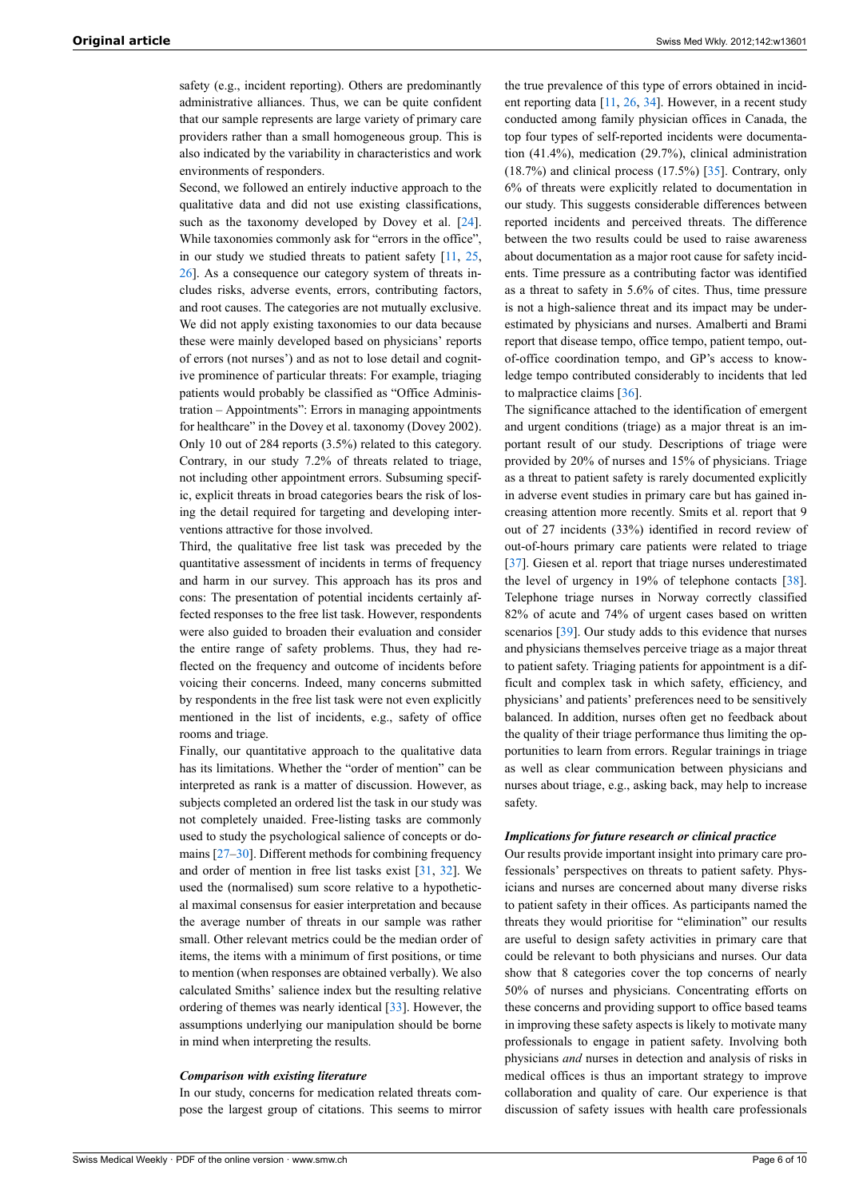safety (e.g., incident reporting). Others are predominantly administrative alliances. Thus, we can be quite confident that our sample represents are large variety of primary care providers rather than a small homogeneous group. This is also indicated by the variability in characteristics and work environments of responders.

Second, we followed an entirely inductive approach to the qualitative data and did not use existing classifications, such as the taxonomy developed by Dovey et al. [24]. While taxonomies commonly ask for "errors in the office", in our study we studied threats to patient safety [11, 25, 26]. As a consequence our category system of threats includes risks, adverse events, errors, contributing factors, and root causes. The categories are not mutually exclusive. We did not apply existing taxonomies to our data because these were mainly developed based on physicians' reports of errors (not nurses') and as not to lose detail and cognitive prominence of particular threats: For example, triaging patients would probably be classified as "Office Administration – Appointments": Errors in managing appointments for healthcare" in the Dovey et al. taxonomy (Dovey 2002). Only 10 out of 284 reports (3.5%) related to this category. Contrary, in our study 7.2% of threats related to triage, not including other appointment errors. Subsuming specific, explicit threats in broad categories bears the risk of losing the detail required for targeting and developing interventions attractive for those involved.

Third, the qualitative free list task was preceded by the quantitative assessment of incidents in terms of frequency and harm in our survey. This approach has its pros and cons: The presentation of potential incidents certainly affected responses to the free list task. However, respondents were also guided to broaden their evaluation and consider the entire range of safety problems. Thus, they had reflected on the frequency and outcome of incidents before voicing their concerns. Indeed, many concerns submitted by respondents in the free list task were not even explicitly mentioned in the list of incidents, e.g., safety of office rooms and triage.

Finally, our quantitative approach to the qualitative data has its limitations. Whether the "order of mention" can be interpreted as rank is a matter of discussion. However, as subjects completed an ordered list the task in our study was not completely unaided. Free-listing tasks are commonly used to study the psychological salience of concepts or domains [27–30]. Different methods for combining frequency and order of mention in free list tasks exist [31, 32]. We used the (normalised) sum score relative to a hypothetical maximal consensus for easier interpretation and because the average number of threats in our sample was rather small. Other relevant metrics could be the median order of items, the items with a minimum of first positions, or time to mention (when responses are obtained verbally). We also calculated Smiths' salience index but the resulting relative ordering of themes was nearly identical [33]. However, the assumptions underlying our manipulation should be borne in mind when interpreting the results.

### *Comparison with existing literature*

In our study, concerns for medication related threats compose the largest group of citations. This seems to mirror the true prevalence of this type of errors obtained in incident reporting data [11, 26, 34]. However, in a recent study conducted among family physician offices in Canada, the top four types of self-reported incidents were documentation (41.4%), medication (29.7%), clinical administration (18.7%) and clinical process (17.5%) [35]. Contrary, only 6% of threats were explicitly related to documentation in our study. This suggests considerable differences between reported incidents and perceived threats. The difference between the two results could be used to raise awareness about documentation as a major root cause for safety incidents. Time pressure as a contributing factor was identified as a threat to safety in 5.6% of cites. Thus, time pressure is not a high-salience threat and its impact may be underestimated by physicians and nurses. Amalberti and Brami report that disease tempo, office tempo, patient tempo, out-of-office coordination tempo, and GP's access to knowledge tempo contributed considerably to incidents that led to malpractice claims [36].

The significance attached to the identification of emergent and urgent conditions (triage) as a major threat is an important result of our study. Descriptions of triage were provided by 20% of nurses and 15% of physicians. Triage as a threat to patient safety is rarely documented explicitly in adverse event studies in primary care but has gained increasing attention more recently. Smits et al. report that 9 out of 27 incidents (33%) identified in record review of out-of-hours primary care patients were related to triage [37]. Giesen et al. report that triage nurses underestimated the level of urgency in 19% of telephone contacts [38]. Telephone triage nurses in Norway correctly classified 82% of acute and 74% of urgent cases based on written scenarios [39]. Our study adds to this evidence that nurses and physicians themselves perceive triage as a major threat to patient safety. Triaging patients for appointment is a difficult and complex task in which safety, efficiency, and physicians' and patients' preferences need to be sensitively balanced. In addition, nurses often get no feedback about the quality of their triage performance thus limiting the opportunities to learn from errors. Regular trainings in triage as well as clear communication between physicians and nurses about triage, e.g., asking back, may help to increase safety.

### *Implications for future research or clinical practice*

Our results provide important insight into primary care professionals' perspectives on threats to patient safety. Physicians and nurses are concerned about many diverse risks to patient safety in their offices. As participants named the threats they would prioritise for "elimination" our results are useful to design safety activities in primary care that could be relevant to both physicians and nurses. Our data show that 8 categories cover the top concerns of nearly 50% of nurses and physicians. Concentrating efforts on these concerns and providing support to office based teams in improving these safety aspects is likely to motivate many professionals to engage in patient safety. Involving both physicians *and* nurses in detection and analysis of risks in medical offices is thus an important strategy to improve collaboration and quality of care. Our experience is that discussion of safety issues with health care professionals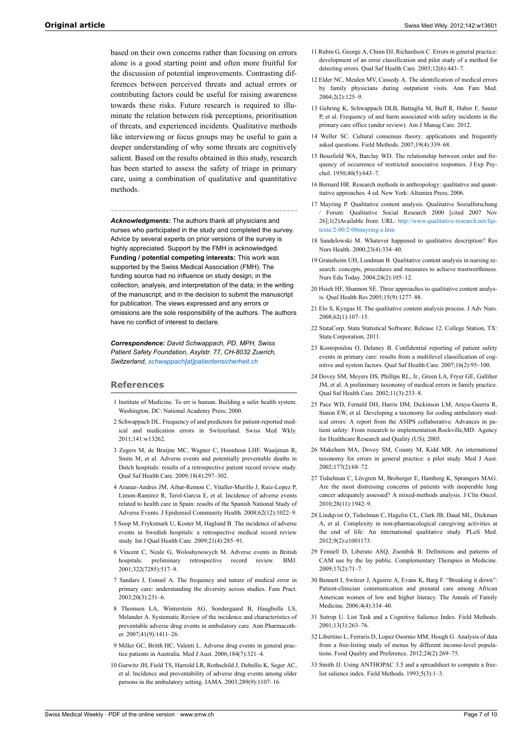based on their own concerns rather than focusing on errors alone is a good starting point and often more fruitful for the discussion of potential improvements. Contrasting differences between perceived threats and actual errors or contributing factors could be useful for raising awareness towards these risks. Future research is required to illuminate the relation between risk perceptions, prioritisation of threats, and experienced incidents. Qualitative methods like interviewing or focus groups may be useful to gain a deeper understanding of why some threats are cognitively salient. Based on the results obtained in this study, research has been started to assess the safety of triage in primary care, using a combination of qualitative and quantitative methods.

***Acknowledgments:*** The authors thank all physicians and nurses who participated in the study and completed the survey. Advice by several experts on prior versions of the survey is highly appreciated. Support by the FMH is acknowledged.
**Funding / potential competing interests:** This work was supported by the Swiss Medical Association (FMH). The funding source had no influence on study design; in the collection, analysis, and interpretation of the data; in the writing of the manuscript; and in the decision to submit the manuscript for publication. The views expressed and any errors or omissions are the sole responsibility of the authors. The authors have no conflict of interest to declare.

***Correspondence:*** *David Schwappach, PD, MPH, Swiss Patient Safety Foundation, Asylstr. 77, CH-8032 Zuerich, Switzerland, schwappach[at]patientensicherheit.ch*

## References

1 Institute of Medicine. To err is human. Building a safer health system. Washington, DC: National Academy Press; 2000.

2 Schwappach DL. Frequency of and predictors for patient-reported medical and medication errors in Switzerland. Swiss Med Wkly. 2011;141:w13262.

3 Zegers M, de Bruijne MC, Wagner C, Hoonhout LHF, Waaijman R, Smits M, et al. Adverse events and potentially preventable deaths in Dutch hospitals: results of a retrospective patient record review study. Qual Saf Health Care. 2009;18(4):297–302.

4 Aranaz-Andres JM, Aibar-Remon C, Vitaller-Murillo J, Ruiz-Lopez P, Limon-Ramirez R, Terol-Garcia E, et al. Incidence of adverse events related to health care in Spain: results of the Spanish National Study of Adverse Events. J Epidemiol Community Health. 2008;62(12):1022–9.

5 Soop M, Fryksmark U, Koster M, Haglund B. The incidence of adverse events in Swedish hospitals: a retrospective medical record review study. Int J Qual Health Care. 2009;21(4):285–91.

6 Vincent C, Neale G, Woloshynowych M. Adverse events in British hospitals: preliminary retrospective record review. BMJ. 2001;322(7285):517–9.

7 Sandars J, Esmail A. The frequency and nature of medical error in primary care: understanding the diversity across studies. Fam Pract. 2003;20(3):231–6.

8 Thomsen LA, Winterstein AG, Sondergaard B, Haugbolle LS, Melander A. Systematic Review of the incidence and characteristics of preventable adverse drug events in ambulatory care. Ann Pharmacother. 2007;41(9):1411–26.

9 Miller GC, Britth HC, Valenti L. Adverse drug events in general practice patients in Australia. Med J Aust. 2006;184(7):321–4.

10 Gurwitz JH, Field TS, Harrold LR, Rothschild J, Debellis K, Seger AC, et al. Incidence and preventability of adverse drug events among older persons in the ambulatory setting. JAMA. 2003;289(9):1107–16.

11 Rubin G, George A, Chinn DJ, Richardson C. Errors in general practice: development of an error classification and pilot study of a method for detecting errors. Qual Saf Health Care. 2003;12(6):443–7.

12 Elder NC, Meulen MV, Cassedy A. The identification of medical errors by family physicians during outpatient visits. Ann Fam Med. 2004;2(2):125–9.

13 Gehring K, Schwappach DLB, Battaglia M, Buff R, Huber F, Sauter P, et al. Frequency of and harm associated with safety incidents in the primary care office (under review). Am J Manag Care. 2012.

14 Weller SC. Cultural consensus theory: applications and frequently asked questions. Field Methods. 2007;19(4):339–68.

15 Bousfield WA, Barclay WD. The relationship between order and frequency of occurrence of restricted associative responses. J Exp Psychol. 1950;40(5):643–7.

16 Bernard HR. Research methods in anthropology: qualitative and quantitative approaches. 4 ed. New York: Altamira Press; 2006.

17 Mayring P. Qualitative content analysis. Qualitative Sozialforschung / Forum: Qualitative Social Research 2000 [cited 2007 Nov 26];1(2)Available from: URL: http://www.qualitative-research.net/fqs-texte/2-00/2-00mayring-e.htm

18 Sandelowski M. Whatever happened to qualitative description? Res Nurs Health. 2000;23(4):334–40.

19 Graneheim UH, Lundman B. Qualitative content analysis in nursing research: concepts, procedures and measures to achieve trustworthiness. Nurs Edu Today. 2004;24(2):105–12.

20 Hsieh HF, Shannon SE. Three approaches to qualitative content analysis. Qual Health Res 2005;15(9):1277–88.

21 Elo S, Kyngas H. The qualitative content analysis process. J Adv Nurs. 2008;62(1):107–15.

22 StataCorp. Stata Statistical Software: Release 12. College Station, TX: Stata Corporation; 2011.

23 Kostopoulou O, Delaney B. Confidential reporting of patient safety events in primary care: results from a multilevel classification of cognitive and system factors. Qual Saf Health Care. 2007;16(2):95–100.

24 Dovey SM, Meyers DS, Phillips RL, Jr., Green LA, Fryer GE, Galliher JM, et al. A preliminary taxonomy of medical errors in family practice. Qual Saf Health Care. 2002;11(3):233–8.

25 Pace WD, Fernald DH, Harris DM, Dickinson LM, Araya-Guerra R, Staton EW, et al. Developing a taxonomy for coding ambulatory medical errors: A report from the ASIPS collaborative. Advances in patient safety: From research to implementation.Rockville,MD: Agency for Healthcare Research and Quality (US); 2005.

26 Makeham MA, Dovey SM, County M, Kidd MR. An international taxonomy for errors in general practice: a pilot study. Med J Aust. 2002;177(2):68–72.

27 Tishelman C, Lövgren M, Broberger E, Hamberg K, Sprangers MAG. Are the most distressing concerns of patients with inoperable lung cancer adequately assessed? A mixed-methods analysis. J Clin Oncol. 2010;28(11):1942–9.

28 Lindqvist O, Tishelman C, Hagelin CL, Clark JB, Daud ML, Dickman A, et al. Complexity in non-pharmacological caregiving activities at the end of life: An international qualitative study. PLoS Med. 2012;9(2):e1001173.

29 Fennell D, Liberato ASQ, Zsembik B. Definitions and patterns of CAM use by the lay public. Complementary Therapies in Medicine. 2009;17(2):71–7.

30 Bennett I, Switzer J, Aguirre A, Evans K, Barg F. "Breaking it down": Patient-clinician communication and prenatal care among African American women of low and higher literacy. The Annals of Family Medicine. 2006;4(4):334–40.

31 Sutrop U. List Task and a Cognitive Salience Index. Field Methods. 2001;13(3):263–76.

32 Libertino L, Ferraris D, Lopez Osornio MM, Hough G. Analysis of data from a free-listing study of menus by different income-level populations. Food Quality and Preference. 2012;24(2):269–75.

33 Smith JJ. Using ANTHOPAC 3.5 and a spreadsheet to compute a free-list salience index. Field Methods. 1993;5(3):1–3.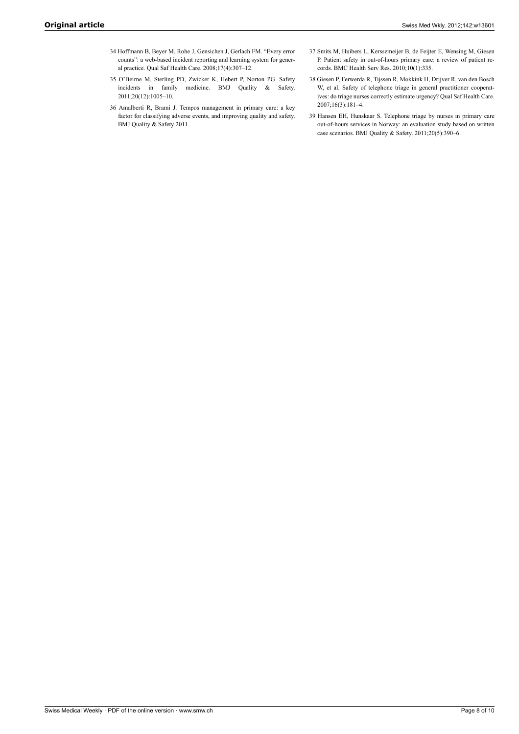34 Hoffmann B, Beyer M, Rohe J, Gensichen J, Gerlach FM. "Every error counts": a web-based incident reporting and learning system for general practice. Qual Saf Health Care. 2008;17(4):307–12.

35 O'Beirne M, Sterling PD, Zwicker K, Hebert P, Norton PG. Safety incidents in family medicine. BMJ Quality & Safety. 2011;20(12):1005–10.

36 Amalberti R, Brami J. Tempos management in primary care: a key factor for classifying adverse events, and improving quality and safety. BMJ Quality & Safety 2011.

37 Smits M, Huibers L, Kerssemeijer B, de Feijter E, Wensing M, Giesen P. Patient safety in out-of-hours primary care: a review of patient records. BMC Health Serv Res. 2010;10(1):335.

38 Giesen P, Ferwerda R, Tijssen R, Mokkink H, Drijver R, van den Bosch W, et al. Safety of telephone triage in general practitioner cooperatives: do triage nurses correctly estimate urgency? Qual Saf Health Care. 2007;16(3):181–4.

39 Hansen EH, Hunskaar S. Telephone triage by nurses in primary care out-of-hours services in Norway: an evaluation study based on written case scenarios. BMJ Quality & Safety. 2011;20(5):390–6.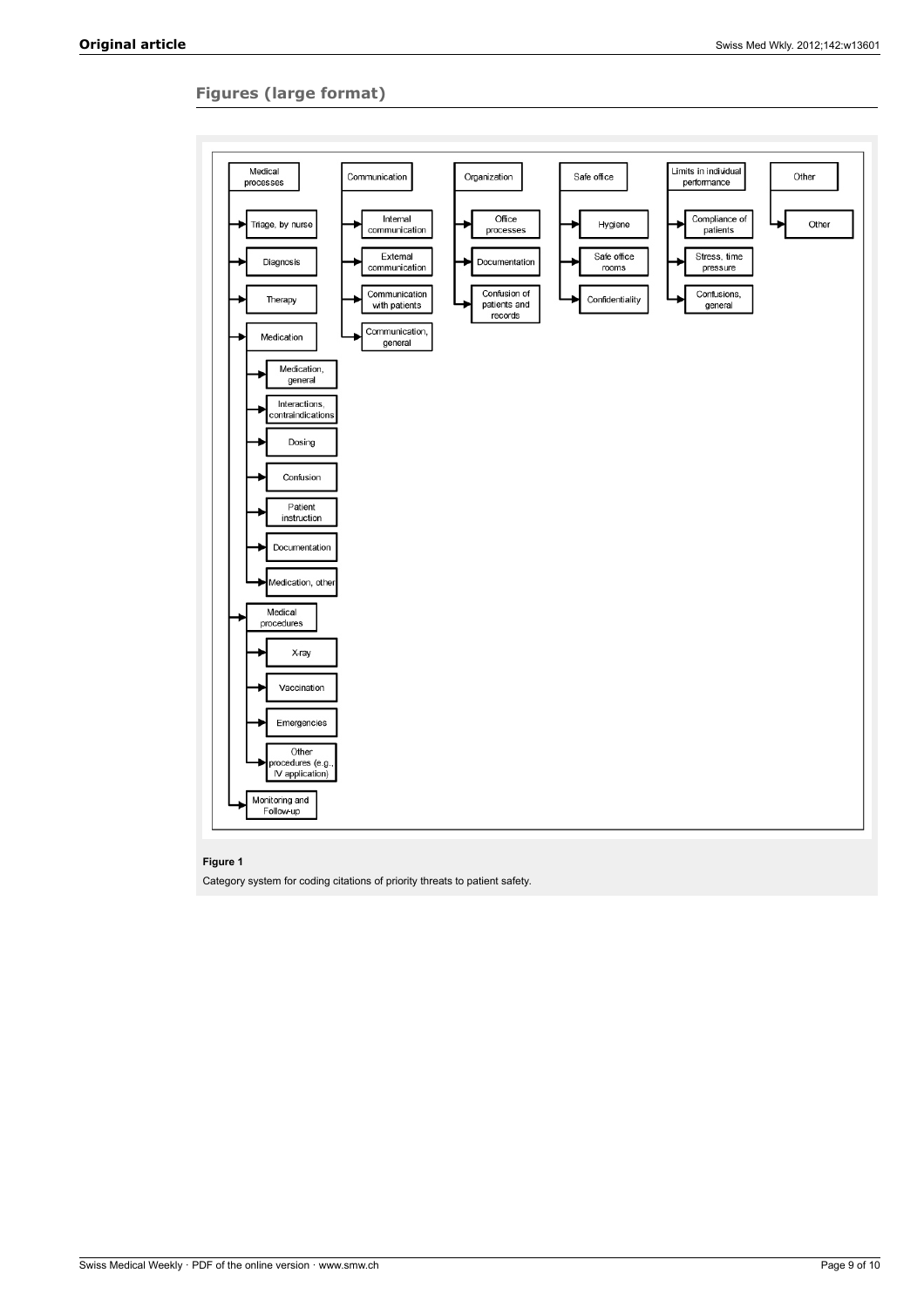## Figures (large format)

- Medical processes
  - Triage, by nurse
  - Diagnosis
  - Therapy
  - Medication
    - Medication, general
    - Interactions, contraindications
    - Dosing
    - Confusion
    - Patient instruction
    - Documentation
    - Medication, other
  - Medical procedures
    - X-ray
    - Vaccination
    - Emergencies
    - Other procedures (e.g., IV application)
  - Monitoring and Follow-up
- Communication
  - Internal communication
  - External communication
  - Communication with patients
  - Communication, general
- Organization
  - Office processes
  - Documentation
  - Confusion of patients and records
- Safe office
  - Hygiene
  - Safe office rooms
  - Confidentiality
- Limits in individual performance
  - Compliance of patients
  - Stress, time pressure
  - Confusions, general
- Other
  - Other

**Figure 1**

Category system for coding citations of priority threats to patient safety.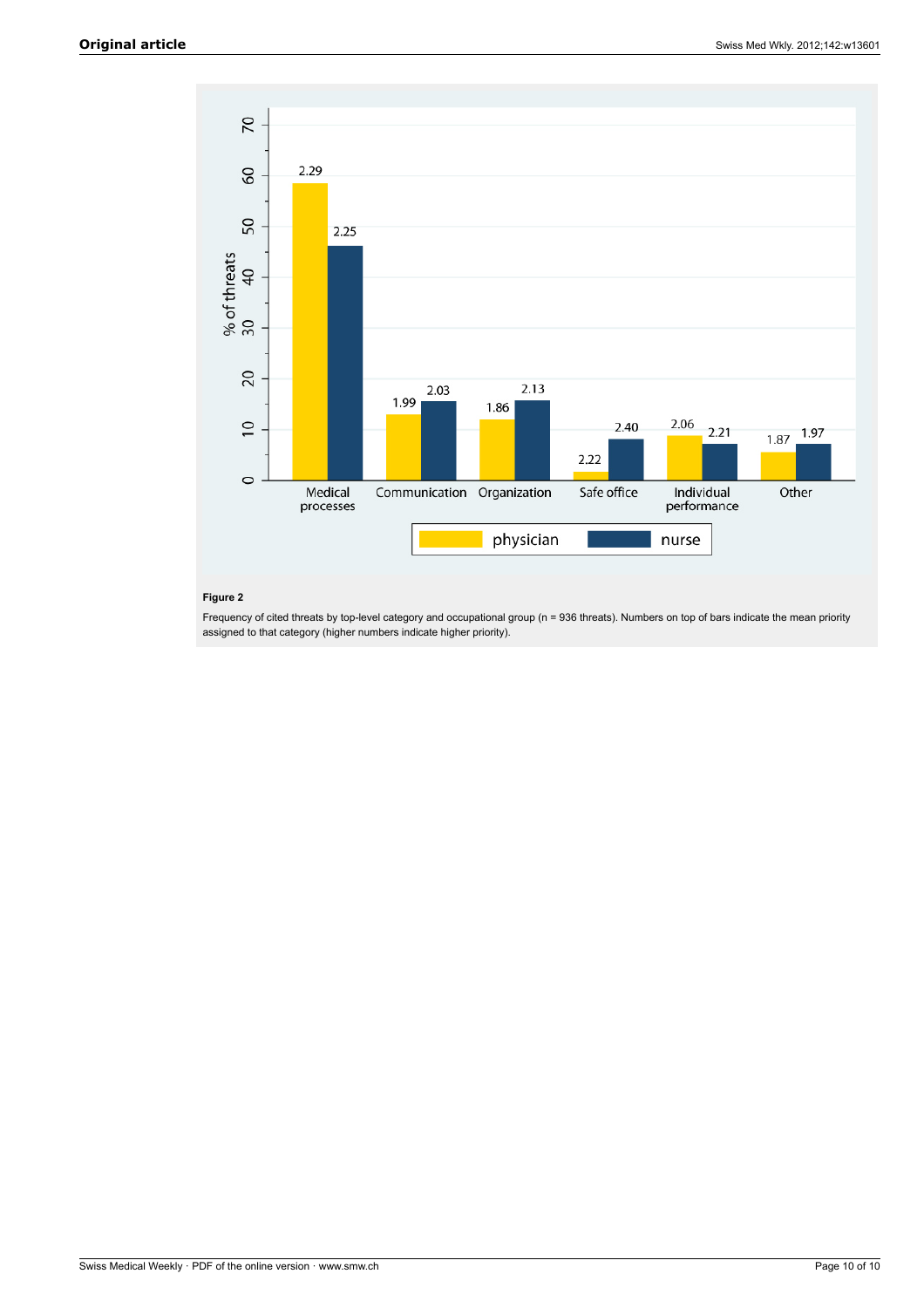% of threats

70
60
50
40
30
20
10
0

2.29
2.25
1.99
2.03
1.86
2.13
2.22
2.40
2.06
2.21
1.87
1.97

Medical processes
Communication
Organization
Safe office
Individual performance
Other

physician
nurse

**Figure 2**

Frequency of cited threats by top-level category and occupational group (n = 936 threats). Numbers on top of bars indicate the mean priority assigned to that category (higher numbers indicate higher priority).